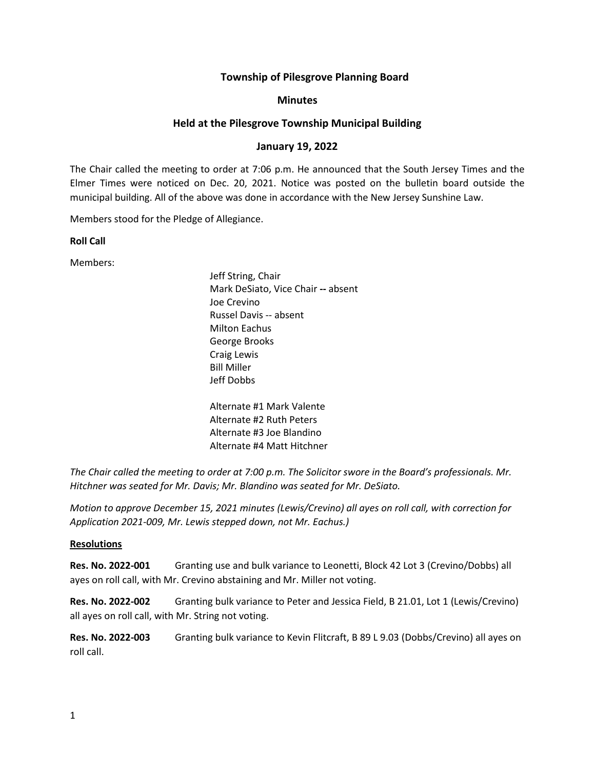# Township of Pilesgrove Planning Board

## Minutes

## Held at the Pilesgrove Township Municipal Building

## January 19, 2022

The Chair called the meeting to order at 7:06 p.m. He announced that the South Jersey Times and the Elmer Times were noticed on Dec. 20, 2021. Notice was posted on the bulletin board outside the municipal building. All of the above was done in accordance with the New Jersey Sunshine Law.

Members stood for the Pledge of Allegiance.

**Roll Call**

Members:

Jeff String, Chair
Mark DeSiato, Vice Chair **--** absent
Joe Crevino
Russel Davis -- absent
Milton Eachus
George Brooks
Craig Lewis
Bill Miller
Jeff Dobbs

Alternate #1 Mark Valente
Alternate #2 Ruth Peters
Alternate #3 Joe Blandino
Alternate #4 Matt Hitchner

*The Chair called the meeting to order at 7:00 p.m. The Solicitor swore in the Board's professionals. Mr. Hitchner was seated for Mr. Davis; Mr. Blandino was seated for Mr. DeSiato.*

*Motion to approve December 15, 2021 minutes (Lewis/Crevino) all ayes on roll call, with correction for Application 2021-009, Mr. Lewis stepped down, not Mr. Eachus.)*

**Resolutions**

**Res. No. 2022-001** Granting use and bulk variance to Leonetti, Block 42 Lot 3 (Crevino/Dobbs) all ayes on roll call, with Mr. Crevino abstaining and Mr. Miller not voting.

**Res. No. 2022-002** Granting bulk variance to Peter and Jessica Field, B 21.01, Lot 1 (Lewis/Crevino) all ayes on roll call, with Mr. String not voting.

**Res. No. 2022-003** Granting bulk variance to Kevin Flitcraft, B 89 L 9.03 (Dobbs/Crevino) all ayes on roll call.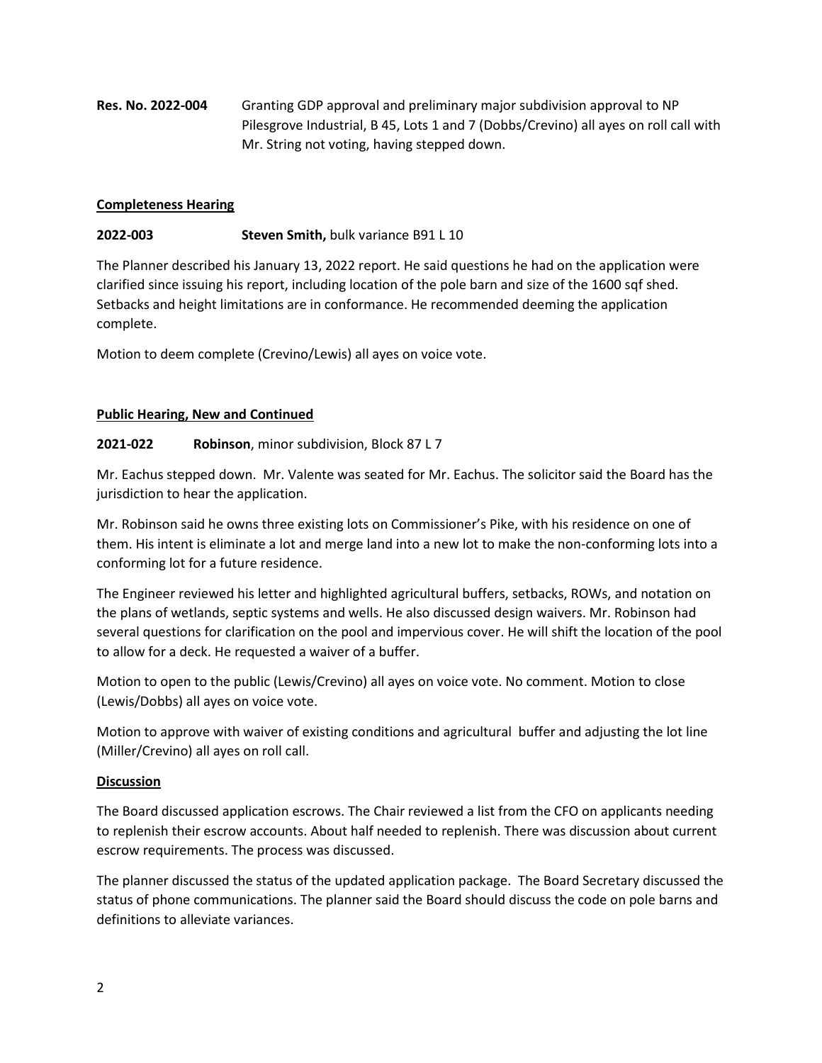**Res. No. 2022-004** Granting GDP approval and preliminary major subdivision approval to NP Pilesgrove Industrial, B 45, Lots 1 and 7 (Dobbs/Crevino) all ayes on roll call with Mr. String not voting, having stepped down.

**Completeness Hearing**

**2022-003** **Steven Smith,** bulk variance B91 L 10

The Planner described his January 13, 2022 report. He said questions he had on the application were clarified since issuing his report, including location of the pole barn and size of the 1600 sqf shed. Setbacks and height limitations are in conformance. He recommended deeming the application complete.

Motion to deem complete (Crevino/Lewis) all ayes on voice vote.

**Public Hearing, New and Continued**

**2021-022** **Robinson**, minor subdivision, Block 87 L 7

Mr. Eachus stepped down. Mr. Valente was seated for Mr. Eachus. The solicitor said the Board has the jurisdiction to hear the application.

Mr. Robinson said he owns three existing lots on Commissioner's Pike, with his residence on one of them. His intent is eliminate a lot and merge land into a new lot to make the non-conforming lots into a conforming lot for a future residence.

The Engineer reviewed his letter and highlighted agricultural buffers, setbacks, ROWs, and notation on the plans of wetlands, septic systems and wells. He also discussed design waivers. Mr. Robinson had several questions for clarification on the pool and impervious cover. He will shift the location of the pool to allow for a deck. He requested a waiver of a buffer.

Motion to open to the public (Lewis/Crevino) all ayes on voice vote. No comment. Motion to close (Lewis/Dobbs) all ayes on voice vote.

Motion to approve with waiver of existing conditions and agricultural buffer and adjusting the lot line (Miller/Crevino) all ayes on roll call.

**Discussion**

The Board discussed application escrows. The Chair reviewed a list from the CFO on applicants needing to replenish their escrow accounts. About half needed to replenish. There was discussion about current escrow requirements. The process was discussed.

The planner discussed the status of the updated application package. The Board Secretary discussed the status of phone communications. The planner said the Board should discuss the code on pole barns and definitions to alleviate variances.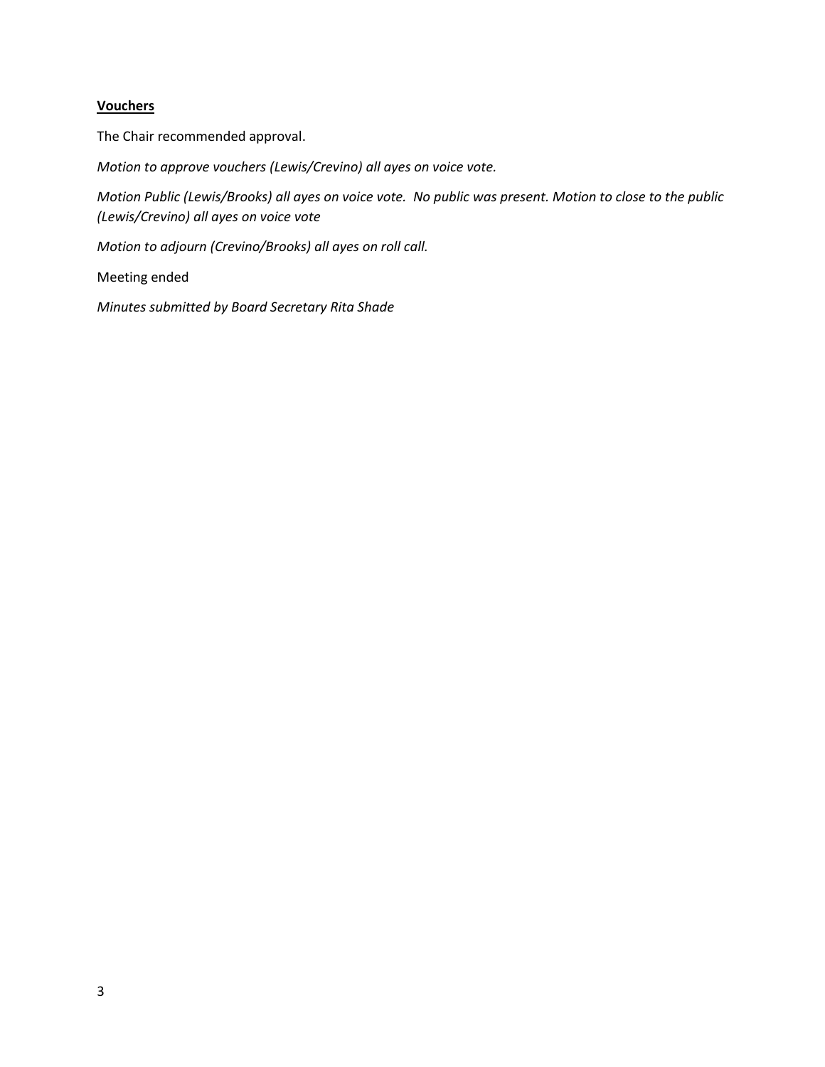**Vouchers**

The Chair recommended approval.

*Motion to approve vouchers (Lewis/Crevino) all ayes on voice vote.*

*Motion Public (Lewis/Brooks) all ayes on voice vote.  No public was present. Motion to close to the public (Lewis/Crevino) all ayes on voice vote*

*Motion to adjourn (Crevino/Brooks) all ayes on roll call.*

Meeting ended

*Minutes submitted by Board Secretary Rita Shade*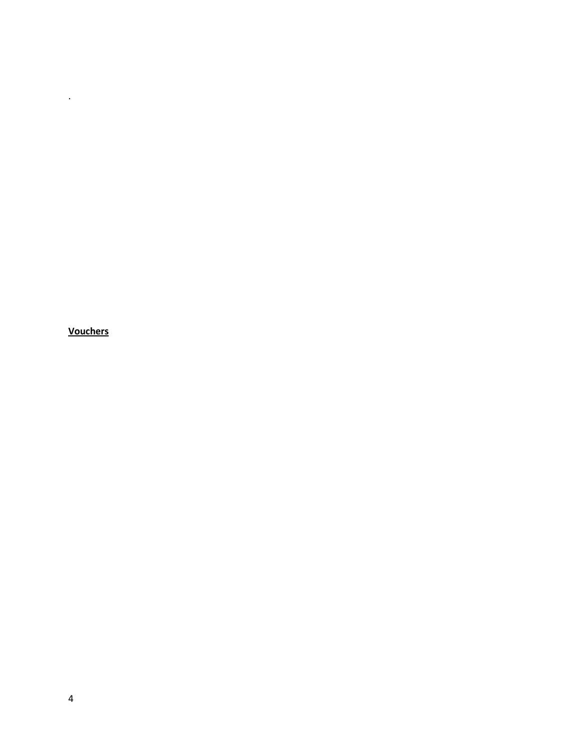.

**<u>Vouchers</u>**